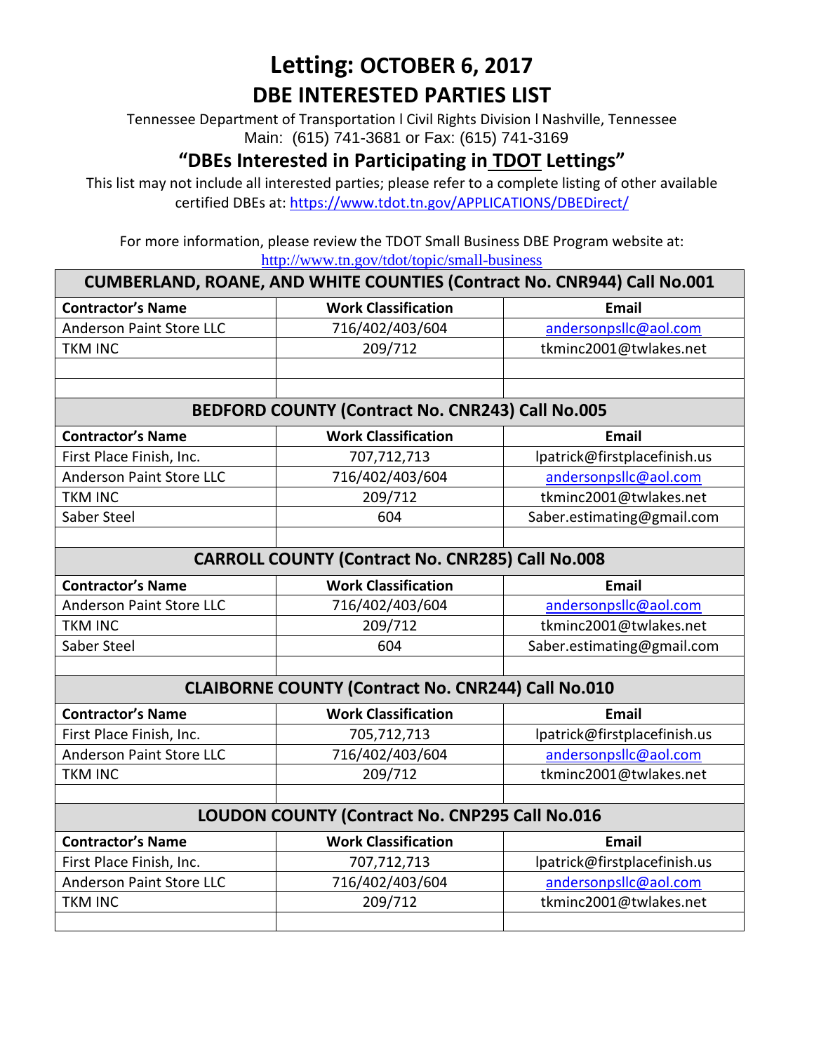# Letting: OCTOBER 6, 2017

## DBE INTERESTED PARTIES LIST

Tennessee Department of Transportation l Civil Rights Division l Nashville, Tennessee
Main: (615) 741-3681 or Fax: (615) 741-3169

### "DBEs Interested in Participating in TDOT Lettings"

This list may not include all interested parties; please refer to a complete listing of other available certified DBEs at: https://www.tdot.tn.gov/APPLICATIONS/DBEDirect/

For more information, please review the TDOT Small Business DBE Program website at:
http://www.tn.gov/tdot/topic/small-business

| CUMBERLAND, ROANE, AND WHITE COUNTIES (Contract No. CNR944) Call No.001 | | |
|---|---|---|
| **Contractor's Name** | **Work Classification** | **Email** |
| Anderson Paint Store LLC | 716/402/403/604 | andersonpsllc@aol.com |
| TKM INC | 209/712 | tkminc2001@twlakes.net |
| | | |
| | | |

| BEDFORD COUNTY (Contract No. CNR243) Call No.005 | | |
|---|---|---|
| **Contractor's Name** | **Work Classification** | **Email** |
| First Place Finish, Inc. | 707,712,713 | lpatrick@firstplacefinish.us |
| Anderson Paint Store LLC | 716/402/403/604 | andersonpsllc@aol.com |
| TKM INC | 209/712 | tkminc2001@twlakes.net |
| Saber Steel | 604 | Saber.estimating@gmail.com |
| | | |

| CARROLL COUNTY (Contract No. CNR285) Call No.008 | | |
|---|---|---|
| **Contractor's Name** | **Work Classification** | **Email** |
| Anderson Paint Store LLC | 716/402/403/604 | andersonpsllc@aol.com |
| TKM INC | 209/712 | tkminc2001@twlakes.net |
| Saber Steel | 604 | Saber.estimating@gmail.com |
| | | |

| CLAIBORNE COUNTY (Contract No. CNR244) Call No.010 | | |
|---|---|---|
| **Contractor's Name** | **Work Classification** | **Email** |
| First Place Finish, Inc. | 705,712,713 | lpatrick@firstplacefinish.us |
| Anderson Paint Store LLC | 716/402/403/604 | andersonpsllc@aol.com |
| TKM INC | 209/712 | tkminc2001@twlakes.net |
| | | |

| LOUDON COUNTY (Contract No. CNP295 Call No.016 | | |
|---|---|---|
| **Contractor's Name** | **Work Classification** | **Email** |
| First Place Finish, Inc. | 707,712,713 | lpatrick@firstplacefinish.us |
| Anderson Paint Store LLC | 716/402/403/604 | andersonpsllc@aol.com |
| TKM INC | 209/712 | tkminc2001@twlakes.net |
| | | |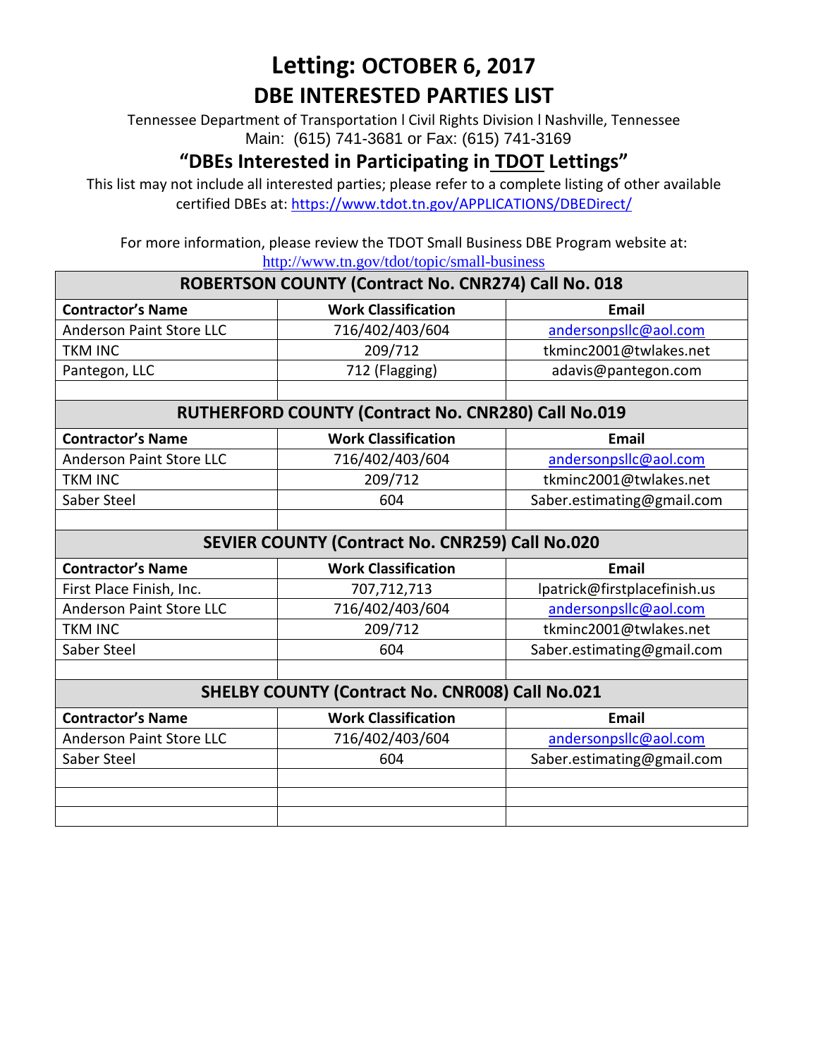# Letting: OCTOBER 6, 2017

## DBE INTERESTED PARTIES LIST

Tennessee Department of Transportation l Civil Rights Division l Nashville, Tennessee
Main: (615) 741-3681 or Fax: (615) 741-3169

## "DBEs Interested in Participating in TDOT Lettings"

This list may not include all interested parties; please refer to a complete listing of other available certified DBEs at: https://www.tdot.tn.gov/APPLICATIONS/DBEDirect/

For more information, please review the TDOT Small Business DBE Program website at:
http://www.tn.gov/tdot/topic/small-business

| ROBERTSON COUNTY (Contract No. CNR274) Call No. 018 | | |
|---|---|---|
| **Contractor's Name** | **Work Classification** | **Email** |
| Anderson Paint Store LLC | 716/402/403/604 | andersonpsllc@aol.com |
| TKM INC | 209/712 | tkminc2001@twlakes.net |
| Pantegon, LLC | 712 (Flagging) | adavis@pantegon.com |
| | | |
| **RUTHERFORD COUNTY (Contract No. CNR280) Call No.019** | | |
| **Contractor's Name** | **Work Classification** | **Email** |
| Anderson Paint Store LLC | 716/402/403/604 | andersonpsllc@aol.com |
| TKM INC | 209/712 | tkminc2001@twlakes.net |
| Saber Steel | 604 | Saber.estimating@gmail.com |
| | | |
| **SEVIER COUNTY (Contract No. CNR259) Call No.020** | | |
| **Contractor's Name** | **Work Classification** | **Email** |
| First Place Finish, Inc. | 707,712,713 | lpatrick@firstplacefinish.us |
| Anderson Paint Store LLC | 716/402/403/604 | andersonpsllc@aol.com |
| TKM INC | 209/712 | tkminc2001@twlakes.net |
| Saber Steel | 604 | Saber.estimating@gmail.com |
| | | |
| **SHELBY COUNTY (Contract No. CNR008) Call No.021** | | |
| **Contractor's Name** | **Work Classification** | **Email** |
| Anderson Paint Store LLC | 716/402/403/604 | andersonpsllc@aol.com |
| Saber Steel | 604 | Saber.estimating@gmail.com |
| | | |
| | | |
| | | |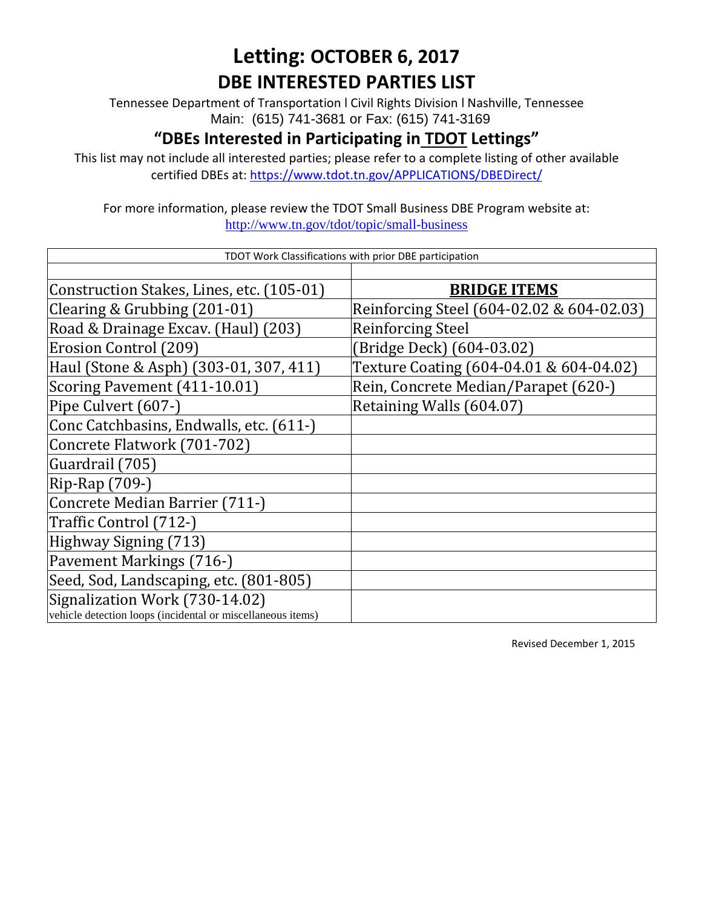# Letting: OCTOBER 6, 2017

## DBE INTERESTED PARTIES LIST

Tennessee Department of Transportation l Civil Rights Division l Nashville, Tennessee
Main: (615) 741-3681 or Fax: (615) 741-3169

### "DBEs Interested in Participating in TDOT Lettings"

This list may not include all interested parties; please refer to a complete listing of other available certified DBEs at: https://www.tdot.tn.gov/APPLICATIONS/DBEDirect/

For more information, please review the TDOT Small Business DBE Program website at: http://www.tn.gov/tdot/topic/small-business

| TDOT Work Classifications with prior DBE participation | |
|---|---|
| | |
| Construction Stakes, Lines, etc. (105-01) | **BRIDGE ITEMS** |
| Clearing & Grubbing (201-01) | Reinforcing Steel (604-02.02 & 604-02.03) |
| Road & Drainage Excav. (Haul) (203) | Reinforcing Steel |
| Erosion Control (209) | (Bridge Deck) (604-03.02) |
| Haul (Stone & Asph) (303-01, 307, 411) | Texture Coating (604-04.01 & 604-04.02) |
| Scoring Pavement (411-10.01) | Rein, Concrete Median/Parapet (620-) |
| Pipe Culvert (607-) | Retaining Walls (604.07) |
| Conc Catchbasins, Endwalls, etc. (611-) | |
| Concrete Flatwork (701-702) | |
| Guardrail (705) | |
| Rip-Rap (709-) | |
| Concrete Median Barrier (711-) | |
| Traffic Control (712-) | |
| Highway Signing (713) | |
| Pavement Markings (716-) | |
| Seed, Sod, Landscaping, etc. (801-805) | |
| Signalization Work (730-14.02) vehicle detection loops (incidental or miscellaneous items) | |

Revised December 1, 2015